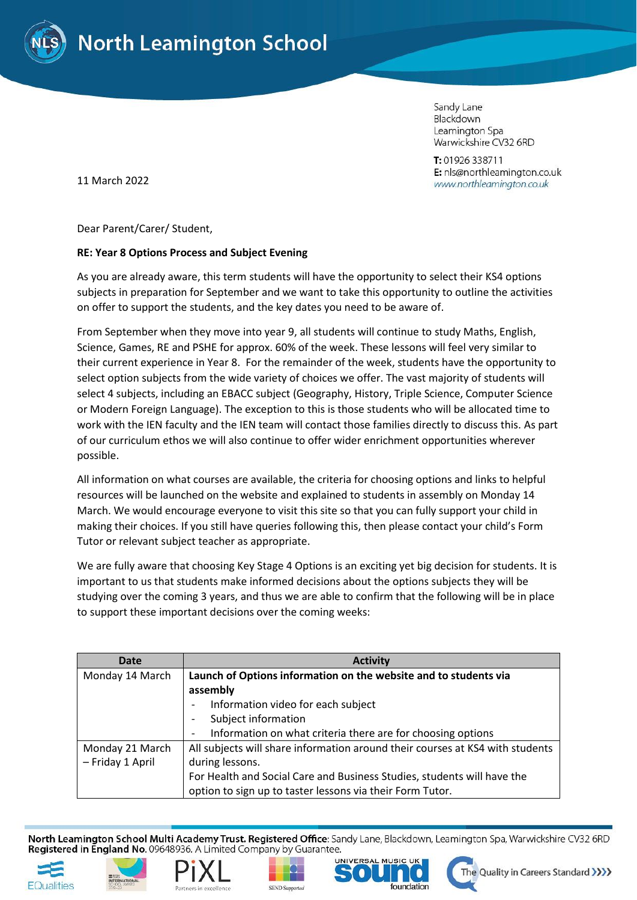# North Leamington School

Sandy Lane
Blackdown
Leamington Spa
Warwickshire CV32 6RD

**T:** 01926 338711
**E:** nls@northleamington.co.uk
www.northleamington.co.uk

11 March 2022

Dear Parent/Carer/ Student,

**RE: Year 8 Options Process and Subject Evening**

As you are already aware, this term students will have the opportunity to select their KS4 options subjects in preparation for September and we want to take this opportunity to outline the activities on offer to support the students, and the key dates you need to be aware of.

From September when they move into year 9, all students will continue to study Maths, English, Science, Games, RE and PSHE for approx. 60% of the week. These lessons will feel very similar to their current experience in Year 8. For the remainder of the week, students have the opportunity to select option subjects from the wide variety of choices we offer. The vast majority of students will select 4 subjects, including an EBACC subject (Geography, History, Triple Science, Computer Science or Modern Foreign Language). The exception to this is those students who will be allocated time to work with the IEN faculty and the IEN team will contact those families directly to discuss this. As part of our curriculum ethos we will also continue to offer wider enrichment opportunities wherever possible.

All information on what courses are available, the criteria for choosing options and links to helpful resources will be launched on the website and explained to students in assembly on Monday 14 March. We would encourage everyone to visit this site so that you can fully support your child in making their choices. If you still have queries following this, then please contact your child's Form Tutor or relevant subject teacher as appropriate.

We are fully aware that choosing Key Stage 4 Options is an exciting yet big decision for students. It is important to us that students make informed decisions about the options subjects they will be studying over the coming 3 years, and thus we are able to confirm that the following will be in place to support these important decisions over the coming weeks:

| Date | Activity |
|---|---|
| Monday 14 March | **Launch of Options information on the website and to students via assembly**<br>- Information video for each subject<br>- Subject information<br>- Information on what criteria there are for choosing options |
| Monday 21 March – Friday 1 April | All subjects will share information around their courses at KS4 with students during lessons.<br>For Health and Social Care and Business Studies, students will have the option to sign up to taster lessons via their Form Tutor. |

**North Leamington School Multi Academy Trust. Registered Office**: Sandy Lane, Blackdown, Leamington Spa, Warwickshire CV32 6RD
**Registered in England No.** 09648936. A Limited Company by Guarantee.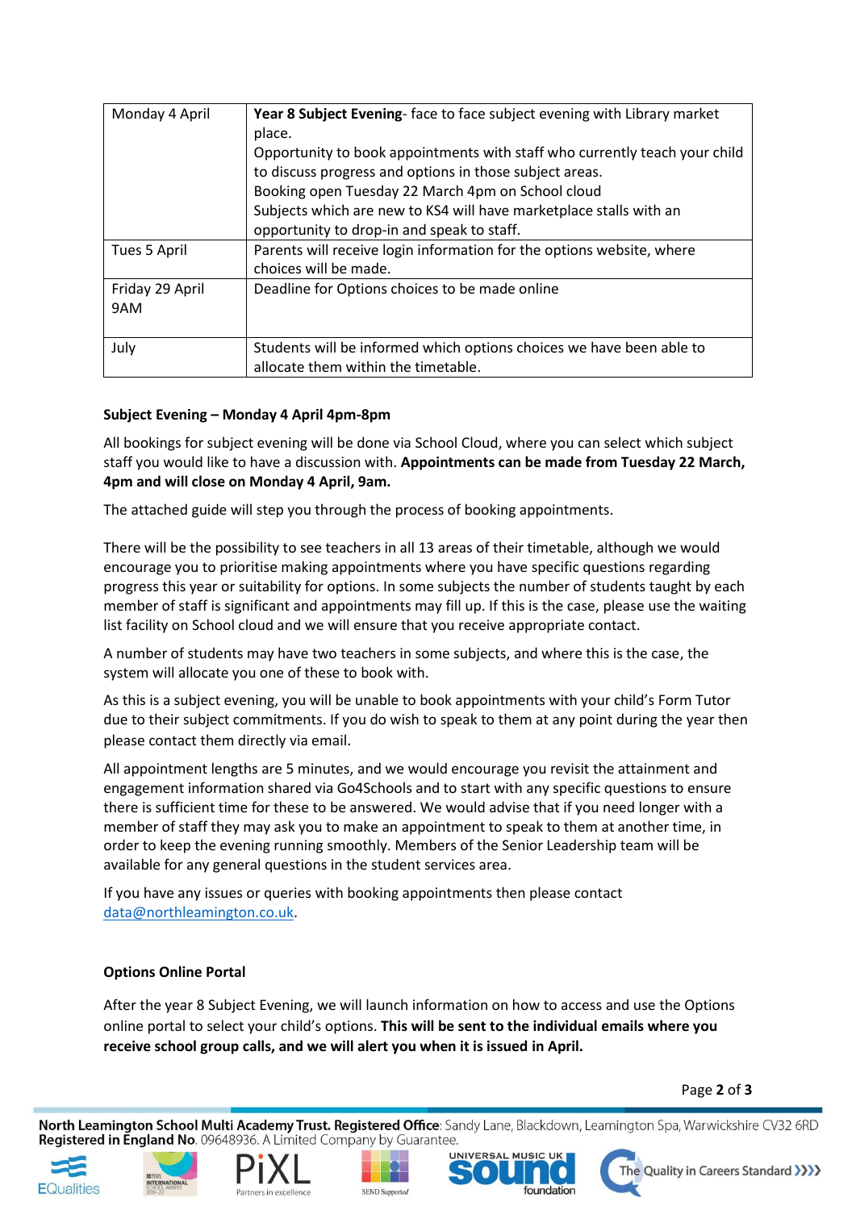| | |
|---|---|
| Monday 4 April | **Year 8 Subject Evening**- face to face subject evening with Library market place.<br>Opportunity to book appointments with staff who currently teach your child to discuss progress and options in those subject areas.<br>Booking open Tuesday 22 March 4pm on School cloud<br>Subjects which are new to KS4 will have marketplace stalls with an opportunity to drop-in and speak to staff. |
| Tues 5 April | Parents will receive login information for the options website, where choices will be made. |
| Friday 29 April 9AM | Deadline for Options choices to be made online |
| July | Students will be informed which options choices we have been able to allocate them within the timetable. |

**Subject Evening – Monday 4 April 4pm-8pm**

All bookings for subject evening will be done via School Cloud, where you can select which subject staff you would like to have a discussion with. **Appointments can be made from Tuesday 22 March, 4pm and will close on Monday 4 April, 9am.**

The attached guide will step you through the process of booking appointments.

There will be the possibility to see teachers in all 13 areas of their timetable, although we would encourage you to prioritise making appointments where you have specific questions regarding progress this year or suitability for options. In some subjects the number of students taught by each member of staff is significant and appointments may fill up. If this is the case, please use the waiting list facility on School cloud and we will ensure that you receive appropriate contact.

A number of students may have two teachers in some subjects, and where this is the case, the system will allocate you one of these to book with.

As this is a subject evening, you will be unable to book appointments with your child's Form Tutor due to their subject commitments. If you do wish to speak to them at any point during the year then please contact them directly via email.

All appointment lengths are 5 minutes, and we would encourage you revisit the attainment and engagement information shared via Go4Schools and to start with any specific questions to ensure there is sufficient time for these to be answered. We would advise that if you need longer with a member of staff they may ask you to make an appointment to speak to them at another time, in order to keep the evening running smoothly. Members of the Senior Leadership team will be available for any general questions in the student services area.

If you have any issues or queries with booking appointments then please contact data@northleamington.co.uk.

**Options Online Portal**

After the year 8 Subject Evening, we will launch information on how to access and use the Options online portal to select your child's options. **This will be sent to the individual emails where you receive school group calls, and we will alert you when it is issued in April.**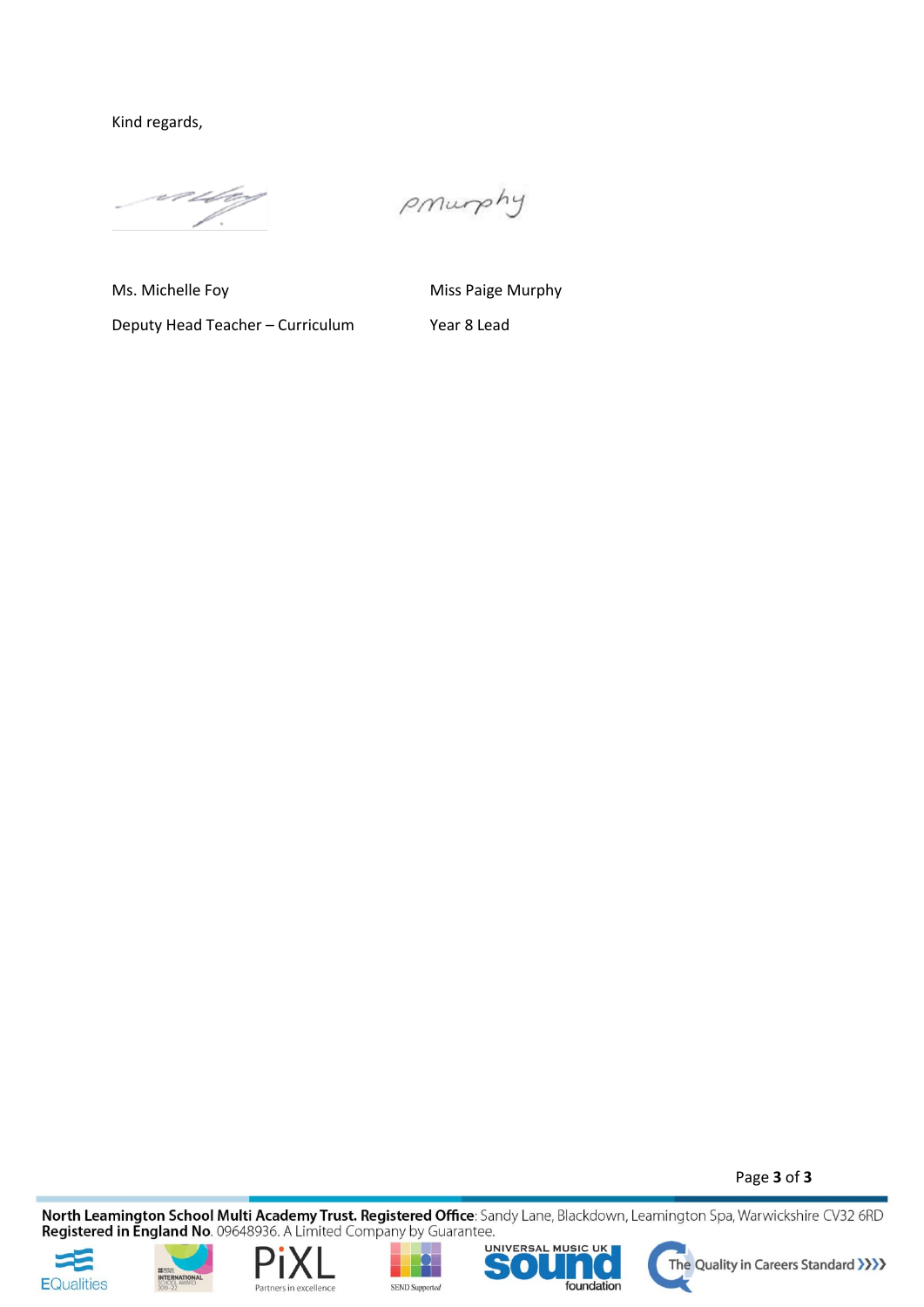Kind regards,

| | |
|---|---|
| Ms. Michelle Foy | Miss Paige Murphy |
| Deputy Head Teacher – Curriculum | Year 8 Lead |

**North Leamington School Multi Academy Trust. Registered Office**: Sandy Lane, Blackdown, Leamington Spa, Warwickshire CV32 6RD
**Registered in England No**. 09648936. A Limited Company by Guarantee.